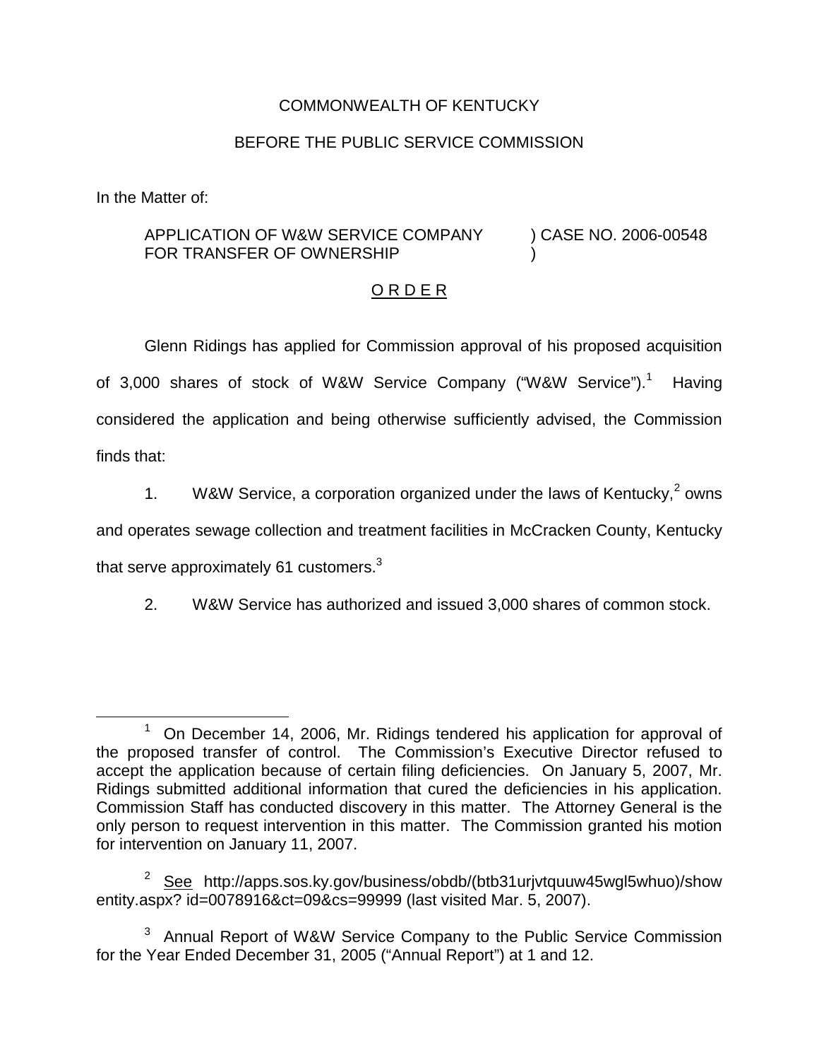COMMONWEALTH OF KENTUCKY

BEFORE THE PUBLIC SERVICE COMMISSION

In the Matter of:

APPLICATION OF W&W SERVICE COMPANY FOR TRANSFER OF OWNERSHIP ) CASE NO. 2006-00548 )

## O R D E R

Glenn Ridings has applied for Commission approval of his proposed acquisition of 3,000 shares of stock of W&W Service Company ("W&W Service").[1] Having considered the application and being otherwise sufficiently advised, the Commission finds that:

1. W&W Service, a corporation organized under the laws of Kentucky,[2] owns and operates sewage collection and treatment facilities in McCracken County, Kentucky that serve approximately 61 customers.[3]

2. W&W Service has authorized and issued 3,000 shares of common stock.

---

[1] On December 14, 2006, Mr. Ridings tendered his application for approval of the proposed transfer of control. The Commission's Executive Director refused to accept the application because of certain filing deficiencies. On January 5, 2007, Mr. Ridings submitted additional information that cured the deficiencies in his application. Commission Staff has conducted discovery in this matter. The Attorney General is the only person to request intervention in this matter. The Commission granted his motion for intervention on January 11, 2007.

[2] See http://apps.sos.ky.gov/business/obdb/(btb31urjvtquuw45wgl5whuo)/showentity.aspx? id=0078916&ct=09&cs=99999 (last visited Mar. 5, 2007).

[3] Annual Report of W&W Service Company to the Public Service Commission for the Year Ended December 31, 2005 ("Annual Report") at 1 and 12.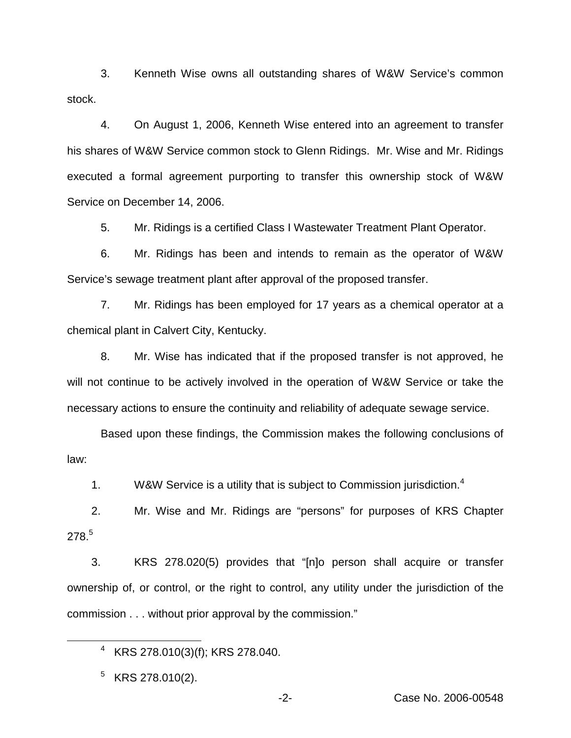3. Kenneth Wise owns all outstanding shares of W&W Service's common stock.

4. On August 1, 2006, Kenneth Wise entered into an agreement to transfer his shares of W&W Service common stock to Glenn Ridings. Mr. Wise and Mr. Ridings executed a formal agreement purporting to transfer this ownership stock of W&W Service on December 14, 2006.

5. Mr. Ridings is a certified Class I Wastewater Treatment Plant Operator.

6. Mr. Ridings has been and intends to remain as the operator of W&W Service's sewage treatment plant after approval of the proposed transfer.

7. Mr. Ridings has been employed for 17 years as a chemical operator at a chemical plant in Calvert City, Kentucky.

8. Mr. Wise has indicated that if the proposed transfer is not approved, he will not continue to be actively involved in the operation of W&W Service or take the necessary actions to ensure the continuity and reliability of adequate sewage service.

Based upon these findings, the Commission makes the following conclusions of law:

1. W&W Service is a utility that is subject to Commission jurisdiction.[4]

2. Mr. Wise and Mr. Ridings are "persons" for purposes of KRS Chapter 278.[5]

3. KRS 278.020(5) provides that "[n]o person shall acquire or transfer ownership of, or control, or the right to control, any utility under the jurisdiction of the commission . . . without prior approval by the commission."

---

[4] KRS 278.010(3)(f); KRS 278.040.

[5] KRS 278.010(2).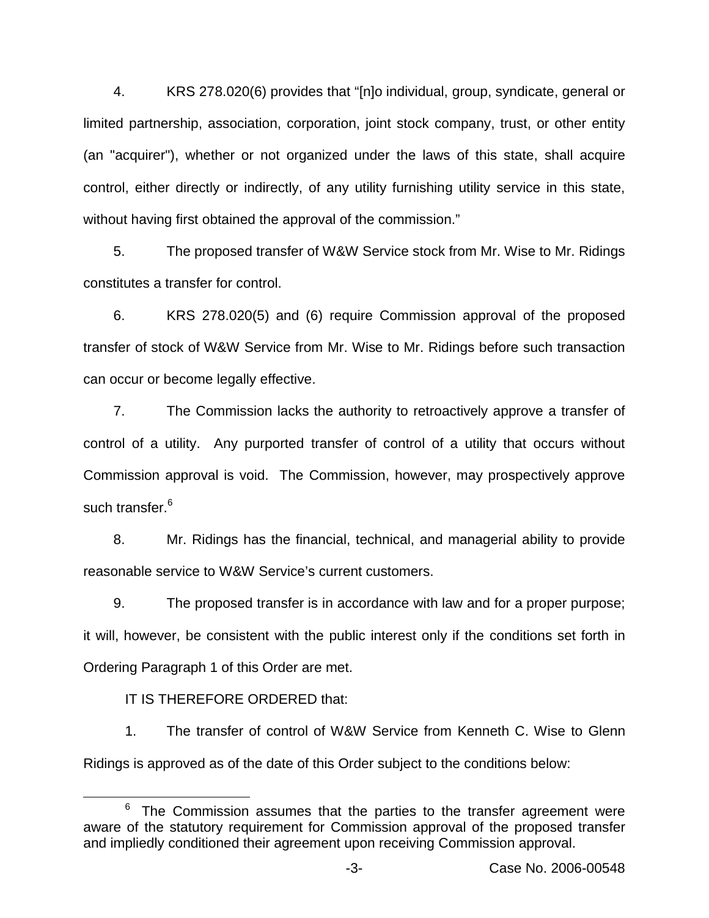4. KRS 278.020(6) provides that "[n]o individual, group, syndicate, general or limited partnership, association, corporation, joint stock company, trust, or other entity (an "acquirer"), whether or not organized under the laws of this state, shall acquire control, either directly or indirectly, of any utility furnishing utility service in this state, without having first obtained the approval of the commission."

5. The proposed transfer of W&W Service stock from Mr. Wise to Mr. Ridings constitutes a transfer for control.

6. KRS 278.020(5) and (6) require Commission approval of the proposed transfer of stock of W&W Service from Mr. Wise to Mr. Ridings before such transaction can occur or become legally effective.

7. The Commission lacks the authority to retroactively approve a transfer of control of a utility. Any purported transfer of control of a utility that occurs without Commission approval is void. The Commission, however, may prospectively approve such transfer.[6]

8. Mr. Ridings has the financial, technical, and managerial ability to provide reasonable service to W&W Service's current customers.

9. The proposed transfer is in accordance with law and for a proper purpose; it will, however, be consistent with the public interest only if the conditions set forth in Ordering Paragraph 1 of this Order are met.

IT IS THEREFORE ORDERED that:

1. The transfer of control of W&W Service from Kenneth C. Wise to Glenn Ridings is approved as of the date of this Order subject to the conditions below:

[6] The Commission assumes that the parties to the transfer agreement were aware of the statutory requirement for Commission approval of the proposed transfer and impliedly conditioned their agreement upon receiving Commission approval.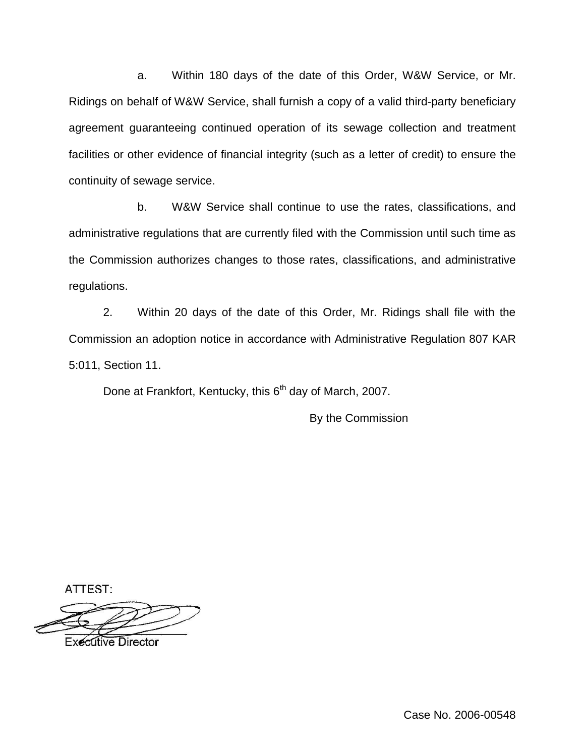a. Within 180 days of the date of this Order, W&W Service, or Mr. Ridings on behalf of W&W Service, shall furnish a copy of a valid third-party beneficiary agreement guaranteeing continued operation of its sewage collection and treatment facilities or other evidence of financial integrity (such as a letter of credit) to ensure the continuity of sewage service.

b. W&W Service shall continue to use the rates, classifications, and administrative regulations that are currently filed with the Commission until such time as the Commission authorizes changes to those rates, classifications, and administrative regulations.

2. Within 20 days of the date of this Order, Mr. Ridings shall file with the Commission an adoption notice in accordance with Administrative Regulation 807 KAR 5:011, Section 11.

Done at Frankfort, Kentucky, this 6th day of March, 2007.

By the Commission

ATTEST:

Executive Director

Case No. 2006-00548